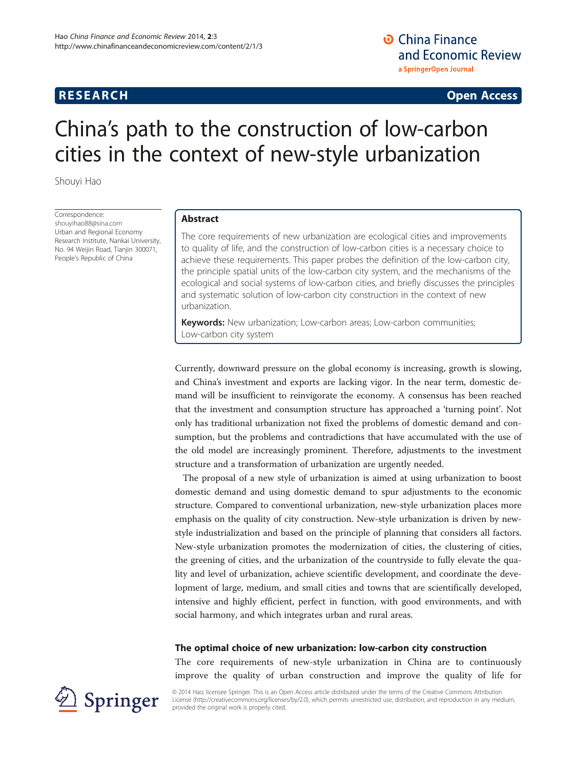RESEARCH Open Access

# China's path to the construction of low-carbon cities in the context of new-style urbanization

Shouyi Hao

Correspondence: shouyihao88@sina.com
Urban and Regional Economy Research Institute, Nankai University, No. 94 Weijin Road, Tianjin 300071, People's Republic of China

## Abstract

The core requirements of new urbanization are ecological cities and improvements to quality of life, and the construction of low-carbon cities is a necessary choice to achieve these requirements. This paper probes the definition of the low-carbon city, the principle spatial units of the low-carbon city system, and the mechanisms of the ecological and social systems of low-carbon cities, and briefly discusses the principles and systematic solution of low-carbon city construction in the context of new urbanization.

**Keywords:** New urbanization; Low-carbon areas; Low-carbon communities; Low-carbon city system

Currently, downward pressure on the global economy is increasing, growth is slowing, and China's investment and exports are lacking vigor. In the near term, domestic demand will be insufficient to reinvigorate the economy. A consensus has been reached that the investment and consumption structure has approached a 'turning point'. Not only has traditional urbanization not fixed the problems of domestic demand and consumption, but the problems and contradictions that have accumulated with the use of the old model are increasingly prominent. Therefore, adjustments to the investment structure and a transformation of urbanization are urgently needed.

The proposal of a new style of urbanization is aimed at using urbanization to boost domestic demand and using domestic demand to spur adjustments to the economic structure. Compared to conventional urbanization, new-style urbanization places more emphasis on the quality of city construction. New-style urbanization is driven by new-style industrialization and based on the principle of planning that considers all factors. New-style urbanization promotes the modernization of cities, the clustering of cities, the greening of cities, and the urbanization of the countryside to fully elevate the quality and level of urbanization, achieve scientific development, and coordinate the development of large, medium, and small cities and towns that are scientifically developed, intensive and highly efficient, perfect in function, with good environments, and with social harmony, and which integrates urban and rural areas.

## The optimal choice of new urbanization: low-carbon city construction

The core requirements of new-style urbanization in China are to continuously improve the quality of urban construction and improve the quality of life for

© 2014 Hao; licensee Springer. This is an Open Access article distributed under the terms of the Creative Commons Attribution License (http://creativecommons.org/licenses/by/2.0), which permits unrestricted use, distribution, and reproduction in any medium, provided the original work is properly cited.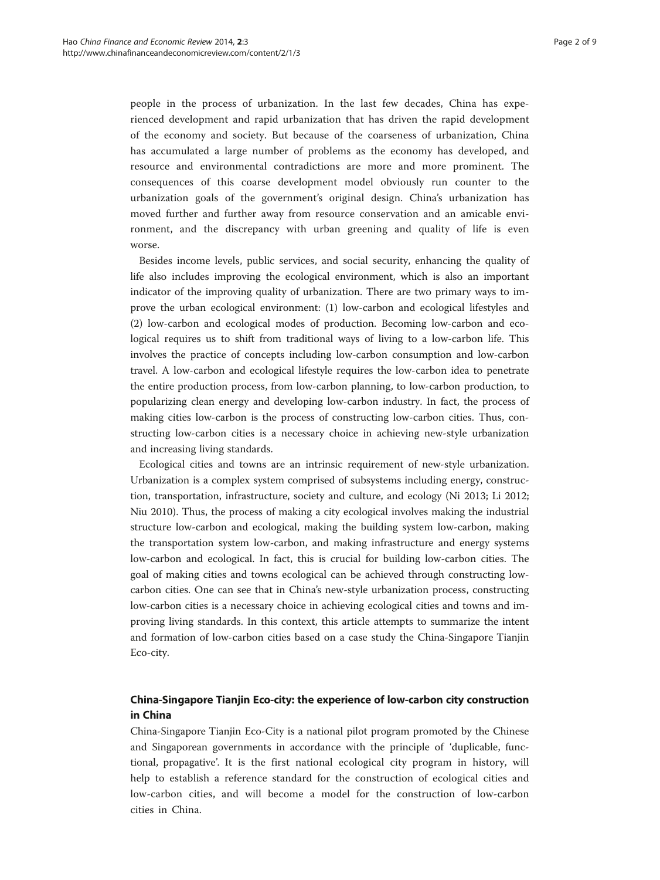people in the process of urbanization. In the last few decades, China has experienced development and rapid urbanization that has driven the rapid development of the economy and society. But because of the coarseness of urbanization, China has accumulated a large number of problems as the economy has developed, and resource and environmental contradictions are more and more prominent. The consequences of this coarse development model obviously run counter to the urbanization goals of the government's original design. China's urbanization has moved further and further away from resource conservation and an amicable environment, and the discrepancy with urban greening and quality of life is even worse.

Besides income levels, public services, and social security, enhancing the quality of life also includes improving the ecological environment, which is also an important indicator of the improving quality of urbanization. There are two primary ways to improve the urban ecological environment: (1) low-carbon and ecological lifestyles and (2) low-carbon and ecological modes of production. Becoming low-carbon and ecological requires us to shift from traditional ways of living to a low-carbon life. This involves the practice of concepts including low-carbon consumption and low-carbon travel. A low-carbon and ecological lifestyle requires the low-carbon idea to penetrate the entire production process, from low-carbon planning, to low-carbon production, to popularizing clean energy and developing low-carbon industry. In fact, the process of making cities low-carbon is the process of constructing low-carbon cities. Thus, constructing low-carbon cities is a necessary choice in achieving new-style urbanization and increasing living standards.

Ecological cities and towns are an intrinsic requirement of new-style urbanization. Urbanization is a complex system comprised of subsystems including energy, construction, transportation, infrastructure, society and culture, and ecology (Ni 2013; Li 2012; Niu 2010). Thus, the process of making a city ecological involves making the industrial structure low-carbon and ecological, making the building system low-carbon, making the transportation system low-carbon, and making infrastructure and energy systems low-carbon and ecological. In fact, this is crucial for building low-carbon cities. The goal of making cities and towns ecological can be achieved through constructing low-carbon cities. One can see that in China's new-style urbanization process, constructing low-carbon cities is a necessary choice in achieving ecological cities and towns and improving living standards. In this context, this article attempts to summarize the intent and formation of low-carbon cities based on a case study the China-Singapore Tianjin Eco-city.

## China-Singapore Tianjin Eco-city: the experience of low-carbon city construction in China

China-Singapore Tianjin Eco-City is a national pilot program promoted by the Chinese and Singaporean governments in accordance with the principle of 'duplicable, functional, propagative'. It is the first national ecological city program in history, will help to establish a reference standard for the construction of ecological cities and low-carbon cities, and will become a model for the construction of low-carbon cities in China.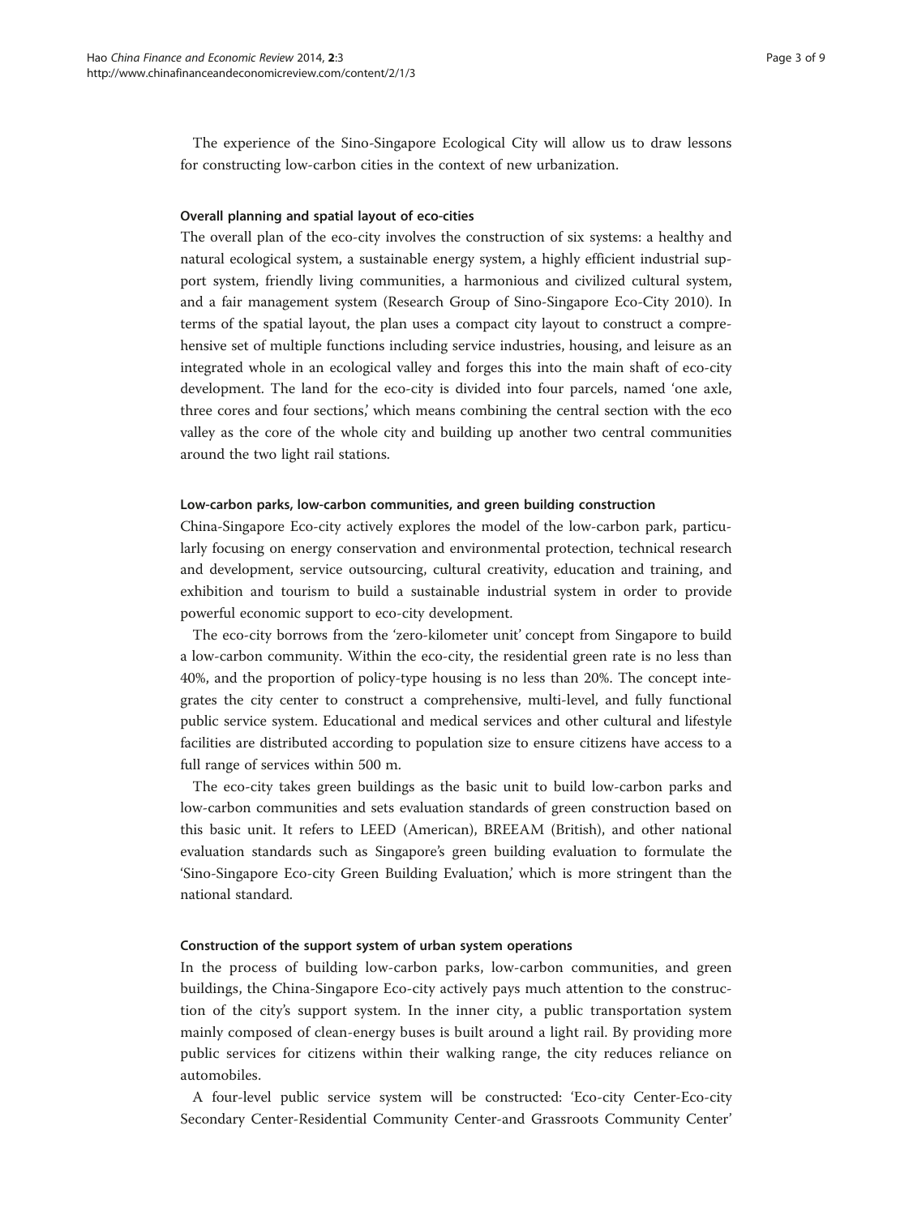The experience of the Sino-Singapore Ecological City will allow us to draw lessons for constructing low-carbon cities in the context of new urbanization.

### Overall planning and spatial layout of eco-cities

The overall plan of the eco-city involves the construction of six systems: a healthy and natural ecological system, a sustainable energy system, a highly efficient industrial support system, friendly living communities, a harmonious and civilized cultural system, and a fair management system (Research Group of Sino-Singapore Eco-City 2010). In terms of the spatial layout, the plan uses a compact city layout to construct a comprehensive set of multiple functions including service industries, housing, and leisure as an integrated whole in an ecological valley and forges this into the main shaft of eco-city development. The land for the eco-city is divided into four parcels, named 'one axle, three cores and four sections,' which means combining the central section with the eco valley as the core of the whole city and building up another two central communities around the two light rail stations.

### Low-carbon parks, low-carbon communities, and green building construction

China-Singapore Eco-city actively explores the model of the low-carbon park, particularly focusing on energy conservation and environmental protection, technical research and development, service outsourcing, cultural creativity, education and training, and exhibition and tourism to build a sustainable industrial system in order to provide powerful economic support to eco-city development.

The eco-city borrows from the 'zero-kilometer unit' concept from Singapore to build a low-carbon community. Within the eco-city, the residential green rate is no less than 40%, and the proportion of policy-type housing is no less than 20%. The concept integrates the city center to construct a comprehensive, multi-level, and fully functional public service system. Educational and medical services and other cultural and lifestyle facilities are distributed according to population size to ensure citizens have access to a full range of services within 500 m.

The eco-city takes green buildings as the basic unit to build low-carbon parks and low-carbon communities and sets evaluation standards of green construction based on this basic unit. It refers to LEED (American), BREEAM (British), and other national evaluation standards such as Singapore's green building evaluation to formulate the 'Sino-Singapore Eco-city Green Building Evaluation,' which is more stringent than the national standard.

### Construction of the support system of urban system operations

In the process of building low-carbon parks, low-carbon communities, and green buildings, the China-Singapore Eco-city actively pays much attention to the construction of the city's support system. In the inner city, a public transportation system mainly composed of clean-energy buses is built around a light rail. By providing more public services for citizens within their walking range, the city reduces reliance on automobiles.

A four-level public service system will be constructed: 'Eco-city Center-Eco-city Secondary Center-Residential Community Center-and Grassroots Community Center'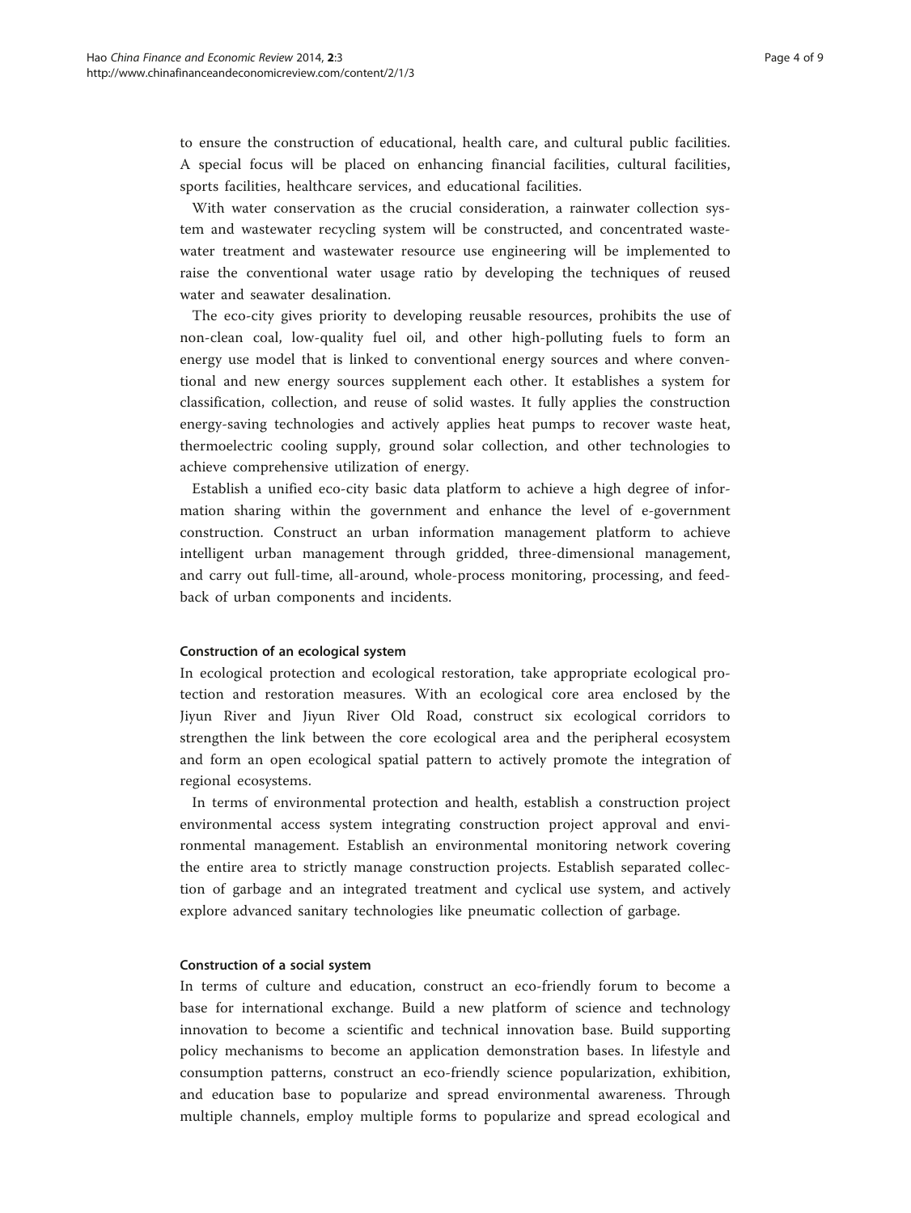to ensure the construction of educational, health care, and cultural public facilities. A special focus will be placed on enhancing financial facilities, cultural facilities, sports facilities, healthcare services, and educational facilities.

With water conservation as the crucial consideration, a rainwater collection system and wastewater recycling system will be constructed, and concentrated wastewater treatment and wastewater resource use engineering will be implemented to raise the conventional water usage ratio by developing the techniques of reused water and seawater desalination.

The eco-city gives priority to developing reusable resources, prohibits the use of non-clean coal, low-quality fuel oil, and other high-polluting fuels to form an energy use model that is linked to conventional energy sources and where conventional and new energy sources supplement each other. It establishes a system for classification, collection, and reuse of solid wastes. It fully applies the construction energy-saving technologies and actively applies heat pumps to recover waste heat, thermoelectric cooling supply, ground solar collection, and other technologies to achieve comprehensive utilization of energy.

Establish a unified eco-city basic data platform to achieve a high degree of information sharing within the government and enhance the level of e-government construction. Construct an urban information management platform to achieve intelligent urban management through gridded, three-dimensional management, and carry out full-time, all-around, whole-process monitoring, processing, and feedback of urban components and incidents.

### Construction of an ecological system

In ecological protection and ecological restoration, take appropriate ecological protection and restoration measures. With an ecological core area enclosed by the Jiyun River and Jiyun River Old Road, construct six ecological corridors to strengthen the link between the core ecological area and the peripheral ecosystem and form an open ecological spatial pattern to actively promote the integration of regional ecosystems.

In terms of environmental protection and health, establish a construction project environmental access system integrating construction project approval and environmental management. Establish an environmental monitoring network covering the entire area to strictly manage construction projects. Establish separated collection of garbage and an integrated treatment and cyclical use system, and actively explore advanced sanitary technologies like pneumatic collection of garbage.

### Construction of a social system

In terms of culture and education, construct an eco-friendly forum to become a base for international exchange. Build a new platform of science and technology innovation to become a scientific and technical innovation base. Build supporting policy mechanisms to become an application demonstration bases. In lifestyle and consumption patterns, construct an eco-friendly science popularization, exhibition, and education base to popularize and spread environmental awareness. Through multiple channels, employ multiple forms to popularize and spread ecological and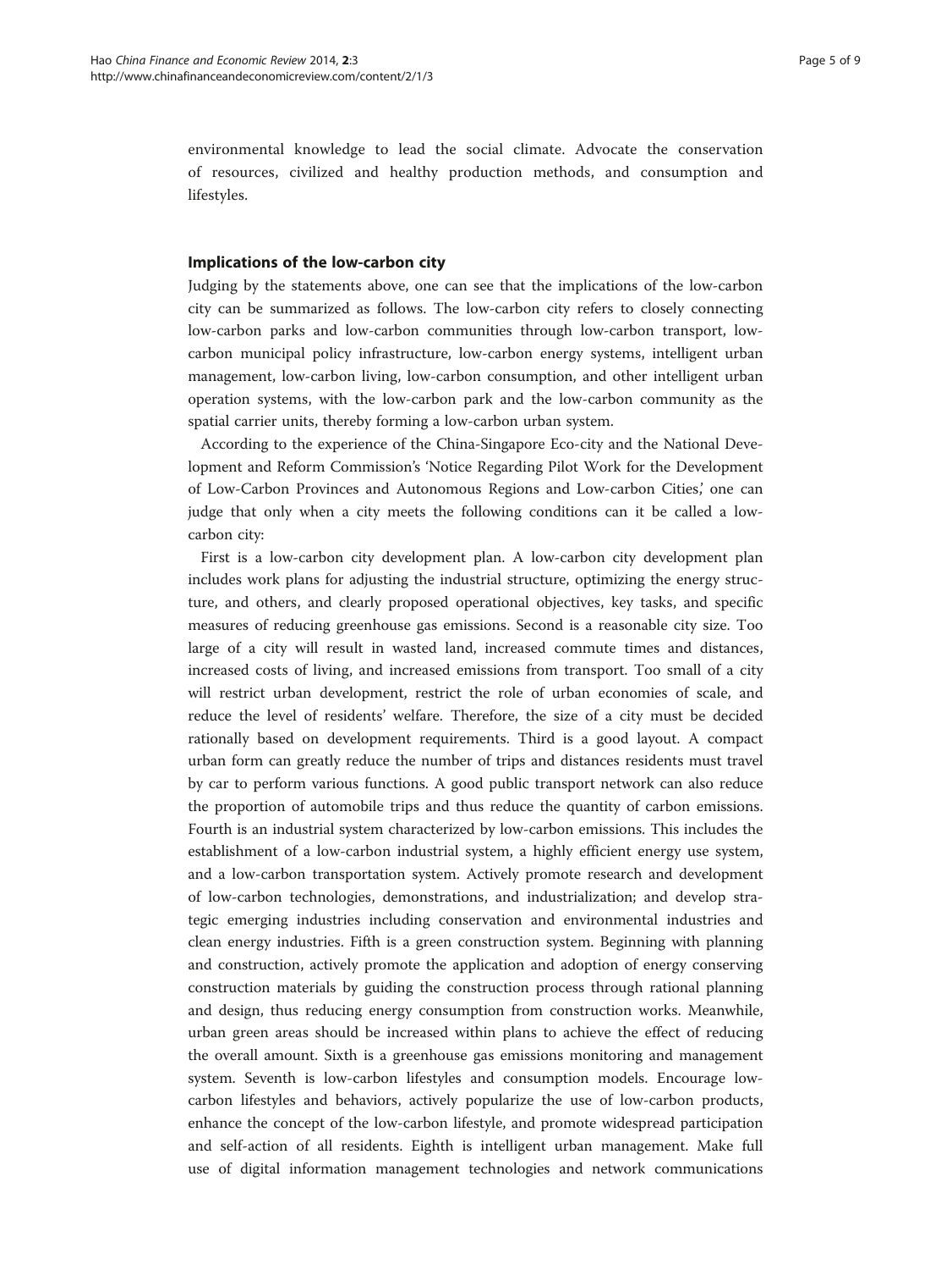environmental knowledge to lead the social climate. Advocate the conservation of resources, civilized and healthy production methods, and consumption and lifestyles.

## Implications of the low-carbon city

Judging by the statements above, one can see that the implications of the low-carbon city can be summarized as follows. The low-carbon city refers to closely connecting low-carbon parks and low-carbon communities through low-carbon transport, low-carbon municipal policy infrastructure, low-carbon energy systems, intelligent urban management, low-carbon living, low-carbon consumption, and other intelligent urban operation systems, with the low-carbon park and the low-carbon community as the spatial carrier units, thereby forming a low-carbon urban system.

According to the experience of the China-Singapore Eco-city and the National Development and Reform Commission's 'Notice Regarding Pilot Work for the Development of Low-Carbon Provinces and Autonomous Regions and Low-carbon Cities,' one can judge that only when a city meets the following conditions can it be called a low-carbon city:

First is a low-carbon city development plan. A low-carbon city development plan includes work plans for adjusting the industrial structure, optimizing the energy structure, and others, and clearly proposed operational objectives, key tasks, and specific measures of reducing greenhouse gas emissions. Second is a reasonable city size. Too large of a city will result in wasted land, increased commute times and distances, increased costs of living, and increased emissions from transport. Too small of a city will restrict urban development, restrict the role of urban economies of scale, and reduce the level of residents' welfare. Therefore, the size of a city must be decided rationally based on development requirements. Third is a good layout. A compact urban form can greatly reduce the number of trips and distances residents must travel by car to perform various functions. A good public transport network can also reduce the proportion of automobile trips and thus reduce the quantity of carbon emissions. Fourth is an industrial system characterized by low-carbon emissions. This includes the establishment of a low-carbon industrial system, a highly efficient energy use system, and a low-carbon transportation system. Actively promote research and development of low-carbon technologies, demonstrations, and industrialization; and develop strategic emerging industries including conservation and environmental industries and clean energy industries. Fifth is a green construction system. Beginning with planning and construction, actively promote the application and adoption of energy conserving construction materials by guiding the construction process through rational planning and design, thus reducing energy consumption from construction works. Meanwhile, urban green areas should be increased within plans to achieve the effect of reducing the overall amount. Sixth is a greenhouse gas emissions monitoring and management system. Seventh is low-carbon lifestyles and consumption models. Encourage low-carbon lifestyles and behaviors, actively popularize the use of low-carbon products, enhance the concept of the low-carbon lifestyle, and promote widespread participation and self-action of all residents. Eighth is intelligent urban management. Make full use of digital information management technologies and network communications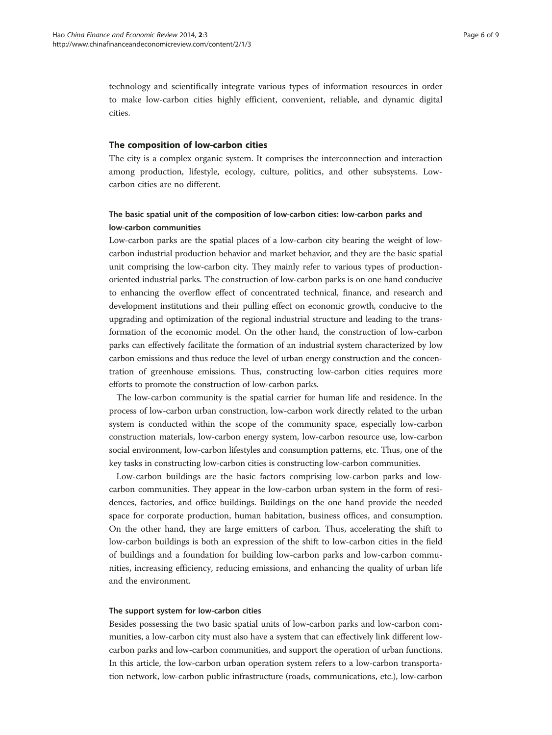technology and scientifically integrate various types of information resources in order to make low-carbon cities highly efficient, convenient, reliable, and dynamic digital cities.

## The composition of low-carbon cities

The city is a complex organic system. It comprises the interconnection and interaction among production, lifestyle, ecology, culture, politics, and other subsystems. Low-carbon cities are no different.

### The basic spatial unit of the composition of low-carbon cities: low-carbon parks and low-carbon communities

Low-carbon parks are the spatial places of a low-carbon city bearing the weight of low-carbon industrial production behavior and market behavior, and they are the basic spatial unit comprising the low-carbon city. They mainly refer to various types of production-oriented industrial parks. The construction of low-carbon parks is on one hand conducive to enhancing the overflow effect of concentrated technical, finance, and research and development institutions and their pulling effect on economic growth, conducive to the upgrading and optimization of the regional industrial structure and leading to the transformation of the economic model. On the other hand, the construction of low-carbon parks can effectively facilitate the formation of an industrial system characterized by low carbon emissions and thus reduce the level of urban energy construction and the concentration of greenhouse emissions. Thus, constructing low-carbon cities requires more efforts to promote the construction of low-carbon parks.

The low-carbon community is the spatial carrier for human life and residence. In the process of low-carbon urban construction, low-carbon work directly related to the urban system is conducted within the scope of the community space, especially low-carbon construction materials, low-carbon energy system, low-carbon resource use, low-carbon social environment, low-carbon lifestyles and consumption patterns, etc. Thus, one of the key tasks in constructing low-carbon cities is constructing low-carbon communities.

Low-carbon buildings are the basic factors comprising low-carbon parks and low-carbon communities. They appear in the low-carbon urban system in the form of residences, factories, and office buildings. Buildings on the one hand provide the needed space for corporate production, human habitation, business offices, and consumption. On the other hand, they are large emitters of carbon. Thus, accelerating the shift to low-carbon buildings is both an expression of the shift to low-carbon cities in the field of buildings and a foundation for building low-carbon parks and low-carbon communities, increasing efficiency, reducing emissions, and enhancing the quality of urban life and the environment.

#### The support system for low-carbon cities

Besides possessing the two basic spatial units of low-carbon parks and low-carbon communities, a low-carbon city must also have a system that can effectively link different low-carbon parks and low-carbon communities, and support the operation of urban functions. In this article, the low-carbon urban operation system refers to a low-carbon transportation network, low-carbon public infrastructure (roads, communications, etc.), low-carbon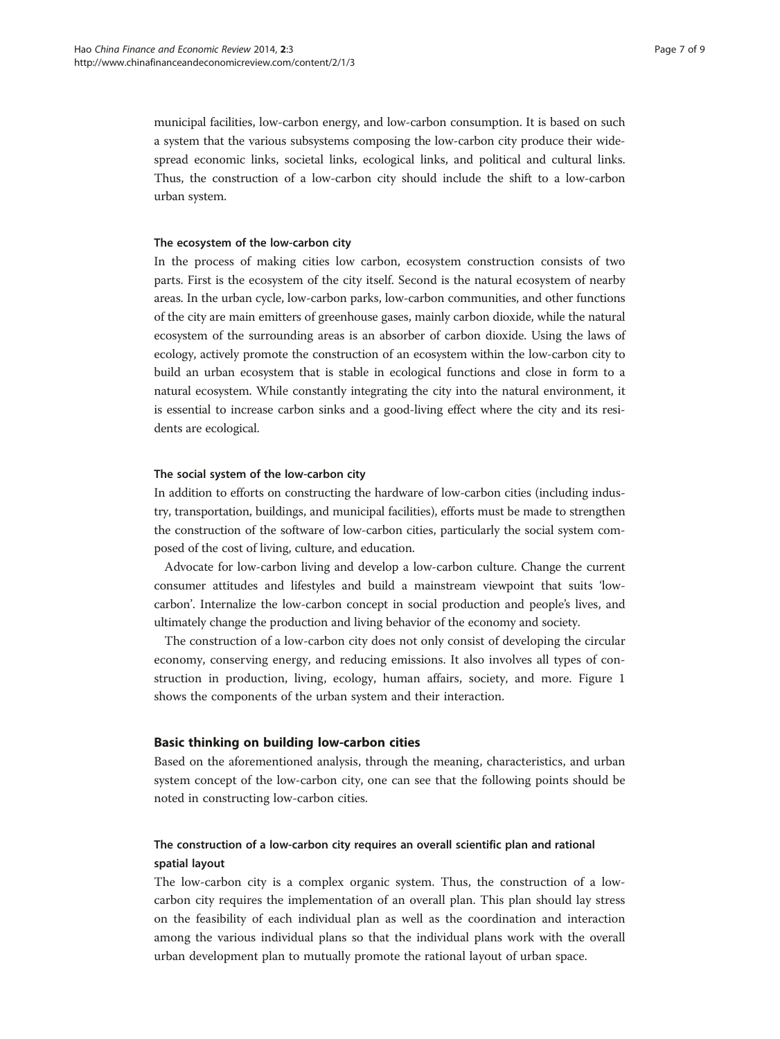municipal facilities, low-carbon energy, and low-carbon consumption. It is based on such a system that the various subsystems composing the low-carbon city produce their widespread economic links, societal links, ecological links, and political and cultural links. Thus, the construction of a low-carbon city should include the shift to a low-carbon urban system.

#### The ecosystem of the low-carbon city

In the process of making cities low carbon, ecosystem construction consists of two parts. First is the ecosystem of the city itself. Second is the natural ecosystem of nearby areas. In the urban cycle, low-carbon parks, low-carbon communities, and other functions of the city are main emitters of greenhouse gases, mainly carbon dioxide, while the natural ecosystem of the surrounding areas is an absorber of carbon dioxide. Using the laws of ecology, actively promote the construction of an ecosystem within the low-carbon city to build an urban ecosystem that is stable in ecological functions and close in form to a natural ecosystem. While constantly integrating the city into the natural environment, it is essential to increase carbon sinks and a good-living effect where the city and its residents are ecological.

#### The social system of the low-carbon city

In addition to efforts on constructing the hardware of low-carbon cities (including industry, transportation, buildings, and municipal facilities), efforts must be made to strengthen the construction of the software of low-carbon cities, particularly the social system composed of the cost of living, culture, and education.

Advocate for low-carbon living and develop a low-carbon culture. Change the current consumer attitudes and lifestyles and build a mainstream viewpoint that suits 'low-carbon'. Internalize the low-carbon concept in social production and people's lives, and ultimately change the production and living behavior of the economy and society.

The construction of a low-carbon city does not only consist of developing the circular economy, conserving energy, and reducing emissions. It also involves all types of construction in production, living, ecology, human affairs, society, and more. Figure 1 shows the components of the urban system and their interaction.

## Basic thinking on building low-carbon cities

Based on the aforementioned analysis, through the meaning, characteristics, and urban system concept of the low-carbon city, one can see that the following points should be noted in constructing low-carbon cities.

### The construction of a low-carbon city requires an overall scientific plan and rational spatial layout

The low-carbon city is a complex organic system. Thus, the construction of a low-carbon city requires the implementation of an overall plan. This plan should lay stress on the feasibility of each individual plan as well as the coordination and interaction among the various individual plans so that the individual plans work with the overall urban development plan to mutually promote the rational layout of urban space.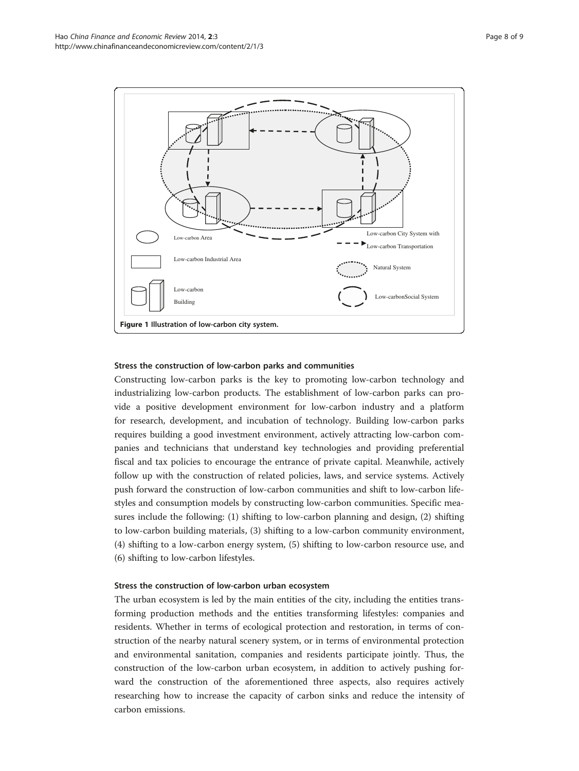Figure 1 Illustration of low-carbon city system.

### Stress the construction of low-carbon parks and communities

Constructing low-carbon parks is the key to promoting low-carbon technology and industrializing low-carbon products. The establishment of low-carbon parks can provide a positive development environment for low-carbon industry and a platform for research, development, and incubation of technology. Building low-carbon parks requires building a good investment environment, actively attracting low-carbon companies and technicians that understand key technologies and providing preferential fiscal and tax policies to encourage the entrance of private capital. Meanwhile, actively follow up with the construction of related policies, laws, and service systems. Actively push forward the construction of low-carbon communities and shift to low-carbon lifestyles and consumption models by constructing low-carbon communities. Specific measures include the following: (1) shifting to low-carbon planning and design, (2) shifting to low-carbon building materials, (3) shifting to a low-carbon community environment, (4) shifting to a low-carbon energy system, (5) shifting to low-carbon resource use, and (6) shifting to low-carbon lifestyles.

### Stress the construction of low-carbon urban ecosystem

The urban ecosystem is led by the main entities of the city, including the entities transforming production methods and the entities transforming lifestyles: companies and residents. Whether in terms of ecological protection and restoration, in terms of construction of the nearby natural scenery system, or in terms of environmental protection and environmental sanitation, companies and residents participate jointly. Thus, the construction of the low-carbon urban ecosystem, in addition to actively pushing forward the construction of the aforementioned three aspects, also requires actively researching how to increase the capacity of carbon sinks and reduce the intensity of carbon emissions.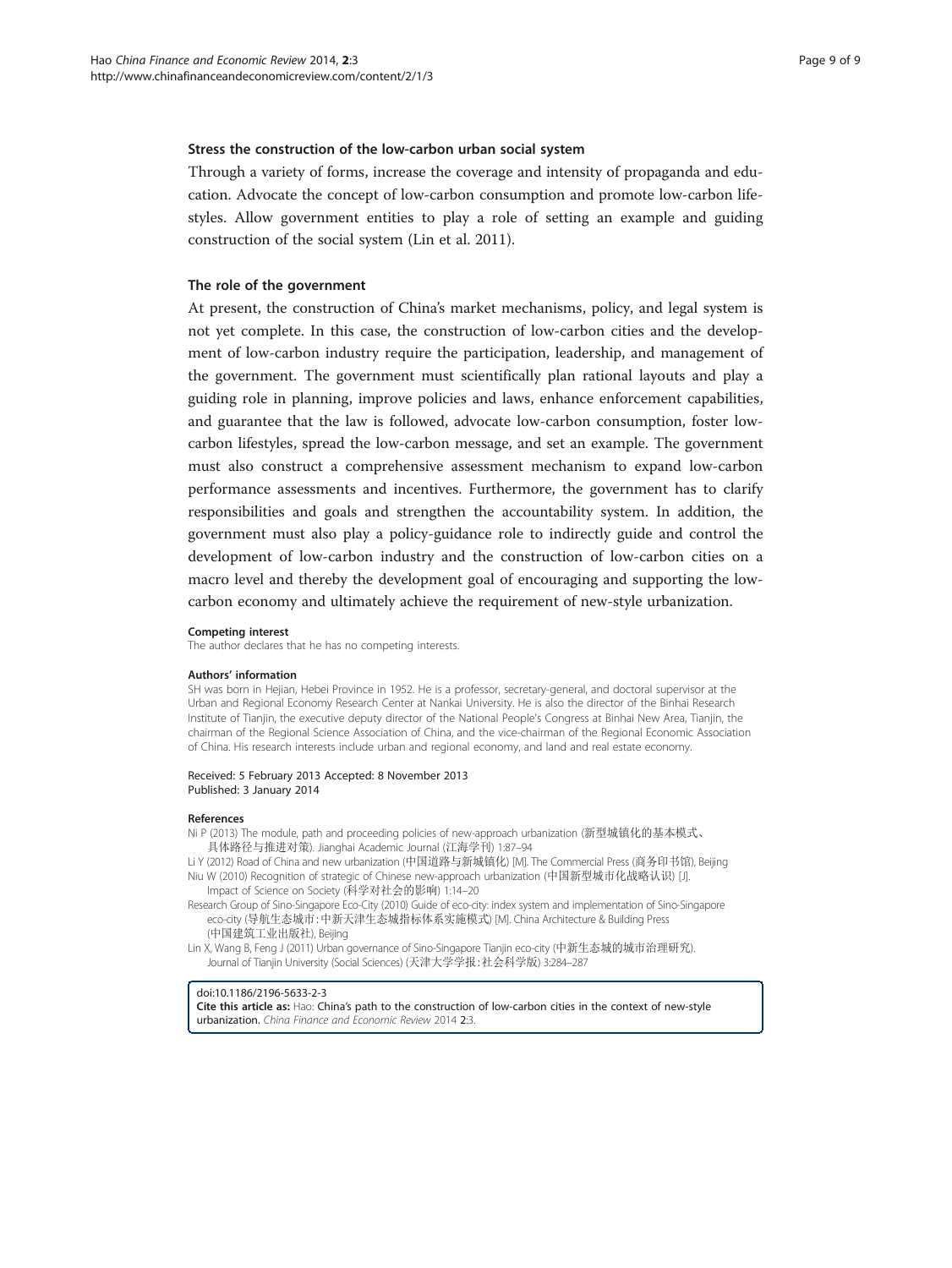### Stress the construction of the low-carbon urban social system

Through a variety of forms, increase the coverage and intensity of propaganda and education. Advocate the concept of low-carbon consumption and promote low-carbon lifestyles. Allow government entities to play a role of setting an example and guiding construction of the social system (Lin et al. 2011).

### The role of the government

At present, the construction of China's market mechanisms, policy, and legal system is not yet complete. In this case, the construction of low-carbon cities and the development of low-carbon industry require the participation, leadership, and management of the government. The government must scientifically plan rational layouts and play a guiding role in planning, improve policies and laws, enhance enforcement capabilities, and guarantee that the law is followed, advocate low-carbon consumption, foster low-carbon lifestyles, spread the low-carbon message, and set an example. The government must also construct a comprehensive assessment mechanism to expand low-carbon performance assessments and incentives. Furthermore, the government has to clarify responsibilities and goals and strengthen the accountability system. In addition, the government must also play a policy-guidance role to indirectly guide and control the development of low-carbon industry and the construction of low-carbon cities on a macro level and thereby the development goal of encouraging and supporting the low-carbon economy and ultimately achieve the requirement of new-style urbanization.

#### Competing interest

The author declares that he has no competing interests.

#### Authors' information

SH was born in Hejian, Hebei Province in 1952. He is a professor, secretary-general, and doctoral supervisor at the Urban and Regional Economy Research Center at Nankai University. He is also the director of the Binhai Research Institute of Tianjin, the executive deputy director of the National People's Congress at Binhai New Area, Tianjin, the chairman of the Regional Science Association of China, and the vice-chairman of the Regional Economic Association of China. His research interests include urban and regional economy, and land and real estate economy.

Received: 5 February 2013 Accepted: 8 November 2013
Published: 3 January 2014

#### References

Ni P (2013) The module, path and proceeding policies of new-approach urbanization (新型城镇化的基本模式、具体路径与推进对策). Jianghai Academic Journal (江海学刊) 1:87–94

Li Y (2012) Road of China and new urbanization (中国道路与新城镇化) [M]. The Commercial Press (商务印书馆), Beijing

Niu W (2010) Recognition of strategic of Chinese new-approach urbanization (中国新型城市化战略认识) [J]. Impact of Science on Society (科学对社会的影响) 1:14–20

Research Group of Sino-Singapore Eco-City (2010) Guide of eco-city: index system and implementation of Sino-Singapore eco-city (导航生态城市:中新天津生态城指标体系实施模式) [M]. China Architecture & Building Press (中国建筑工业出版社), Beijing

Lin X, Wang B, Feng J (2011) Urban governance of Sino-Singapore Tianjin eco-city (中新生态城的城市治理研究). Journal of Tianjin University (Social Sciences) (天津大学学报:社会科学版) 3:284–287

doi:10.1186/2196-5633-2-3
**Cite this article as:** Hao: China's path to the construction of low-carbon cities in the context of new-style urbanization. *China Finance and Economic Review* 2014 **2**:3.